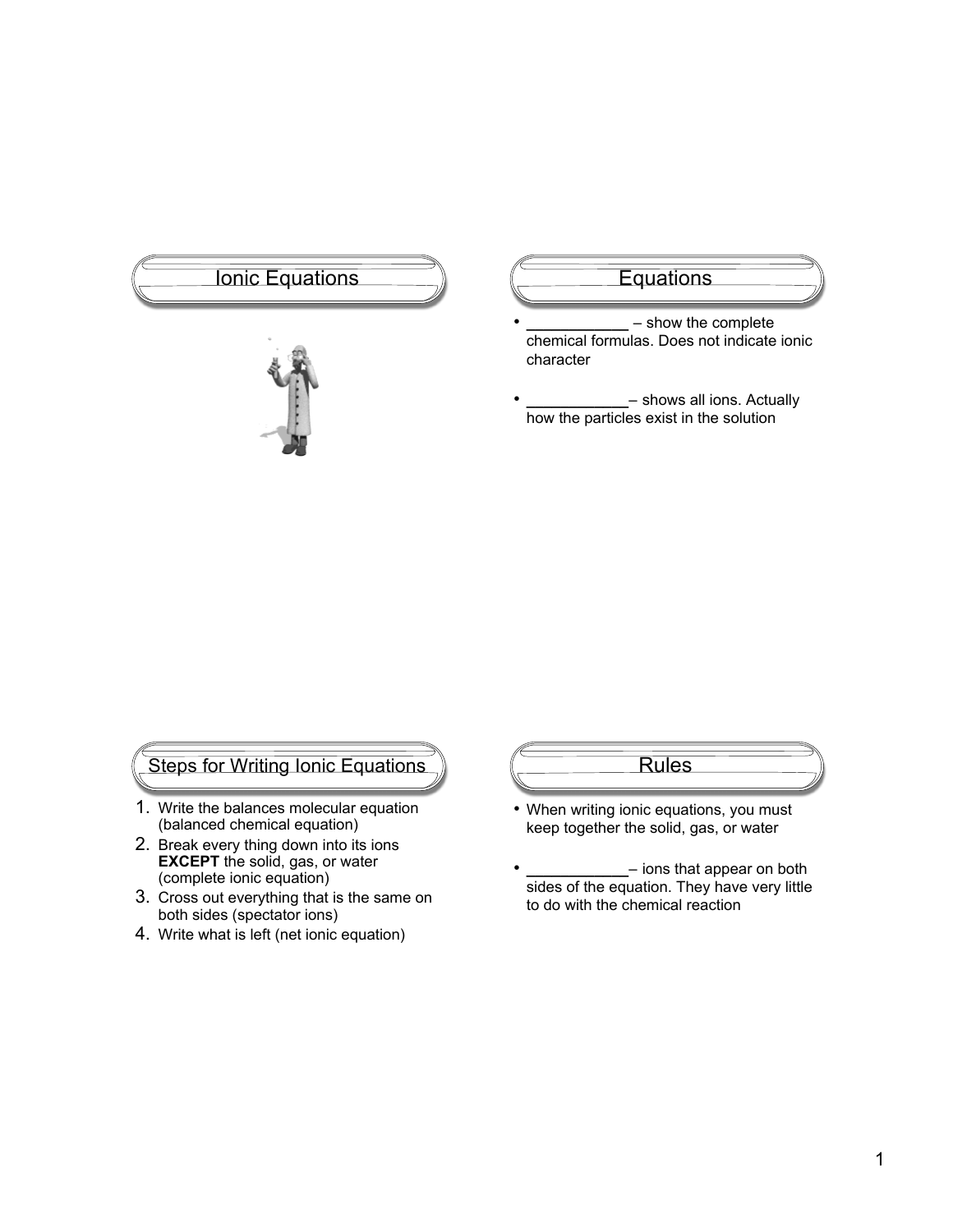# Ionic Equations

# Equations

- ____________ – show the complete chemical formulas. Does not indicate ionic character
- ____________– shows all ions. Actually how the particles exist in the solution

# Steps for Writing Ionic Equations

1. Write the balances molecular equation (balanced chemical equation)
2. Break every thing down into its ions **EXCEPT** the solid, gas, or water (complete ionic equation)
3. Cross out everything that is the same on both sides (spectator ions)
4. Write what is left (net ionic equation)

# Rules

- When writing ionic equations, you must keep together the solid, gas, or water
- ____________– ions that appear on both sides of the equation. They have very little to do with the chemical reaction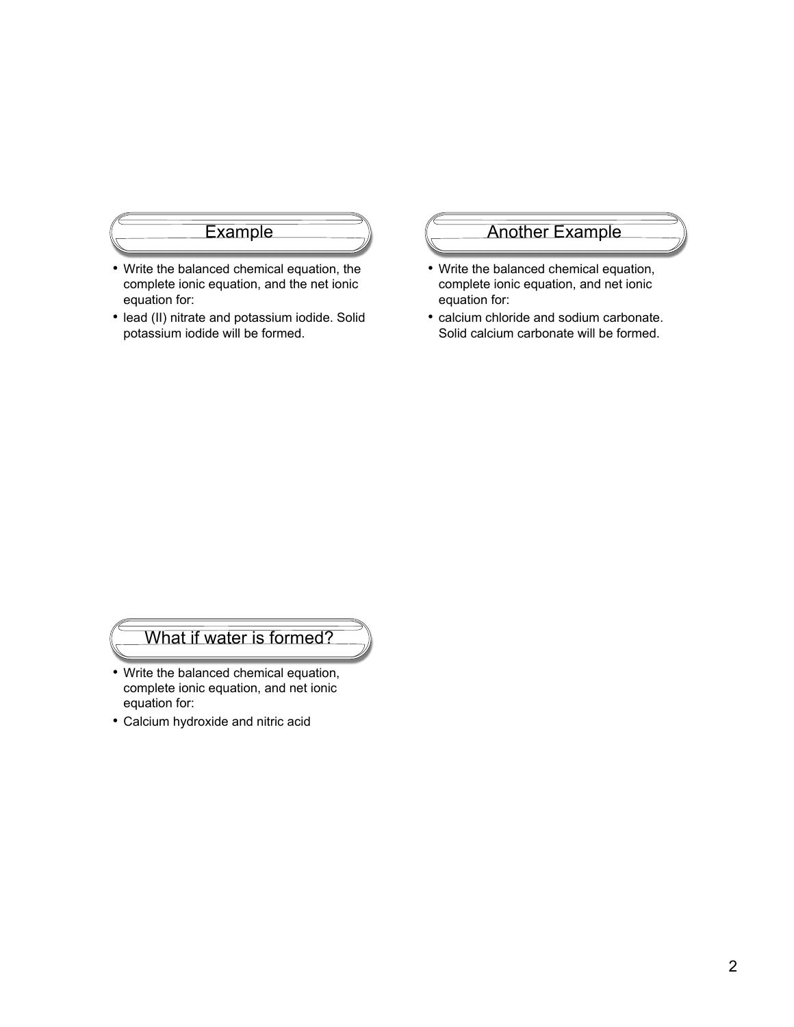## Example

- Write the balanced chemical equation, the complete ionic equation, and the net ionic equation for:
- lead (II) nitrate and potassium iodide. Solid potassium iodide will be formed.

## Another Example

- Write the balanced chemical equation, complete ionic equation, and net ionic equation for:
- calcium chloride and sodium carbonate. Solid calcium carbonate will be formed.

## What if water is formed?

- Write the balanced chemical equation, complete ionic equation, and net ionic equation for:
- Calcium hydroxide and nitric acid